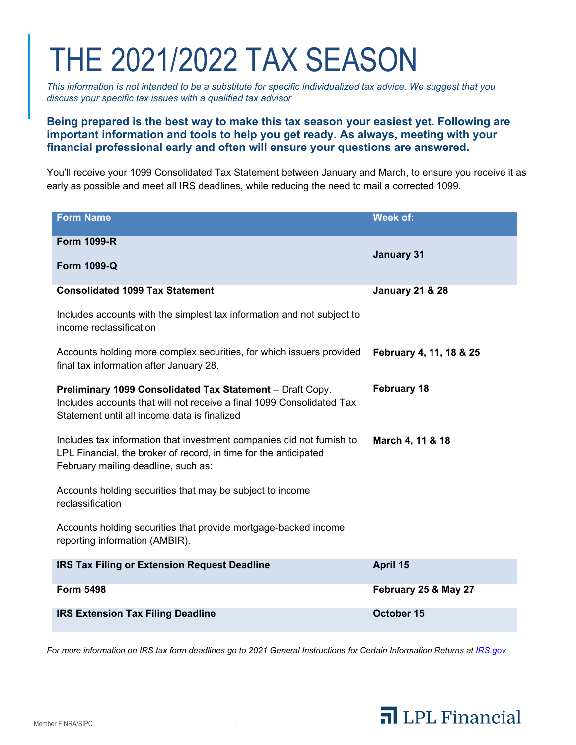# THE 2021/2022 TAX SEASON

*This information is not intended to be a substitute for specific individualized tax advice. We suggest that you discuss your specific tax issues with a qualified tax advisor*

**Being prepared is the best way to make this tax season your easiest yet. Following are important information and tools to help you get ready. As always, meeting with your financial professional early and often will ensure your questions are answered.**

You'll receive your 1099 Consolidated Tax Statement between January and March, to ensure you receive it as early as possible and meet all IRS deadlines, while reducing the need to mail a corrected 1099.

| Form Name | Week of: |
|---|---|
| **Form 1099-R**<br><br>**Form 1099-Q** | **January 31** |
| **Consolidated 1099 Tax Statement** | **January 21 & 28** |
| Includes accounts with the simplest tax information and not subject to income reclassification | |
| Accounts holding more complex securities, for which issuers provided final tax information after January 28. | **February 4, 11, 18 & 25** |
| **Preliminary 1099 Consolidated Tax Statement** – Draft Copy. Includes accounts that will not receive a final 1099 Consolidated Tax Statement until all income data is finalized | **February 18** |
| Includes tax information that investment companies did not furnish to LPL Financial, the broker of record, in time for the anticipated February mailing deadline, such as: | **March 4, 11 & 18** |
| Accounts holding securities that may be subject to income reclassification | |
| Accounts holding securities that provide mortgage-backed income reporting information (AMBIR). | |
| **IRS Tax Filing or Extension Request Deadline** | **April 15** |
| **Form 5498** | **February 25 & May 27** |
| **IRS Extension Tax Filing Deadline** | **October 15** |

*For more information on IRS tax form deadlines go to 2021 General Instructions for Certain Information Returns at [IRS.gov](IRS.gov)*

Member FINRA/SIPC

LPL Financial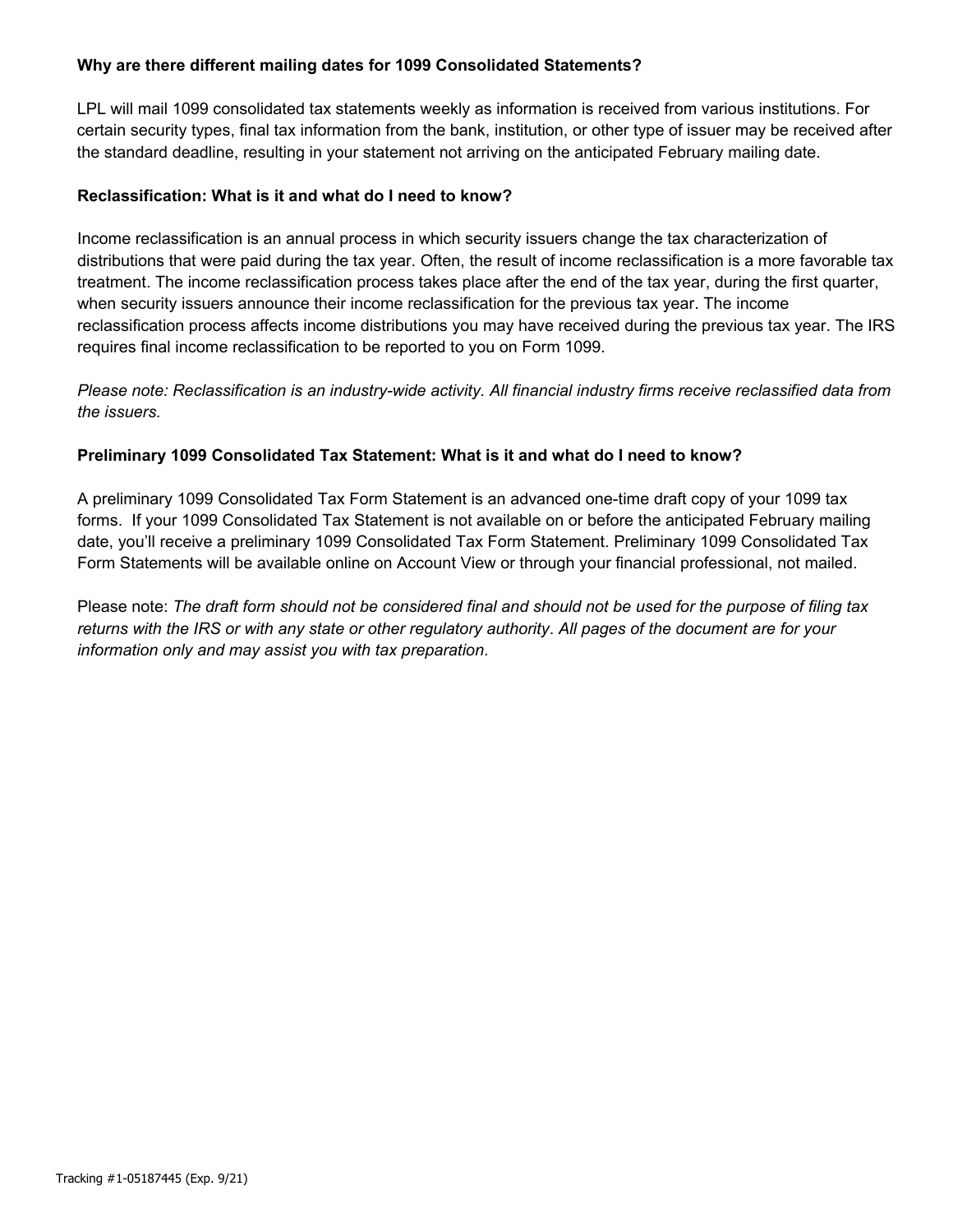**Why are there different mailing dates for 1099 Consolidated Statements?**

LPL will mail 1099 consolidated tax statements weekly as information is received from various institutions. For certain security types, final tax information from the bank, institution, or other type of issuer may be received after the standard deadline, resulting in your statement not arriving on the anticipated February mailing date.

**Reclassification: What is it and what do I need to know?**

Income reclassification is an annual process in which security issuers change the tax characterization of distributions that were paid during the tax year. Often, the result of income reclassification is a more favorable tax treatment. The income reclassification process takes place after the end of the tax year, during the first quarter, when security issuers announce their income reclassification for the previous tax year. The income reclassification process affects income distributions you may have received during the previous tax year. The IRS requires final income reclassification to be reported to you on Form 1099.

*Please note: Reclassification is an industry-wide activity. All financial industry firms receive reclassified data from the issuers.*

**Preliminary 1099 Consolidated Tax Statement: What is it and what do I need to know?**

A preliminary 1099 Consolidated Tax Form Statement is an advanced one-time draft copy of your 1099 tax forms. If your 1099 Consolidated Tax Statement is not available on or before the anticipated February mailing date, you'll receive a preliminary 1099 Consolidated Tax Form Statement. Preliminary 1099 Consolidated Tax Form Statements will be available online on Account View or through your financial professional, not mailed.

Please note: *The draft form should not be considered final and should not be used for the purpose of filing tax returns with the IRS or with any state or other regulatory authority*. *All pages of the document are for your information only and may assist you with tax preparation*.

Tracking #1-05187445 (Exp. 9/21)